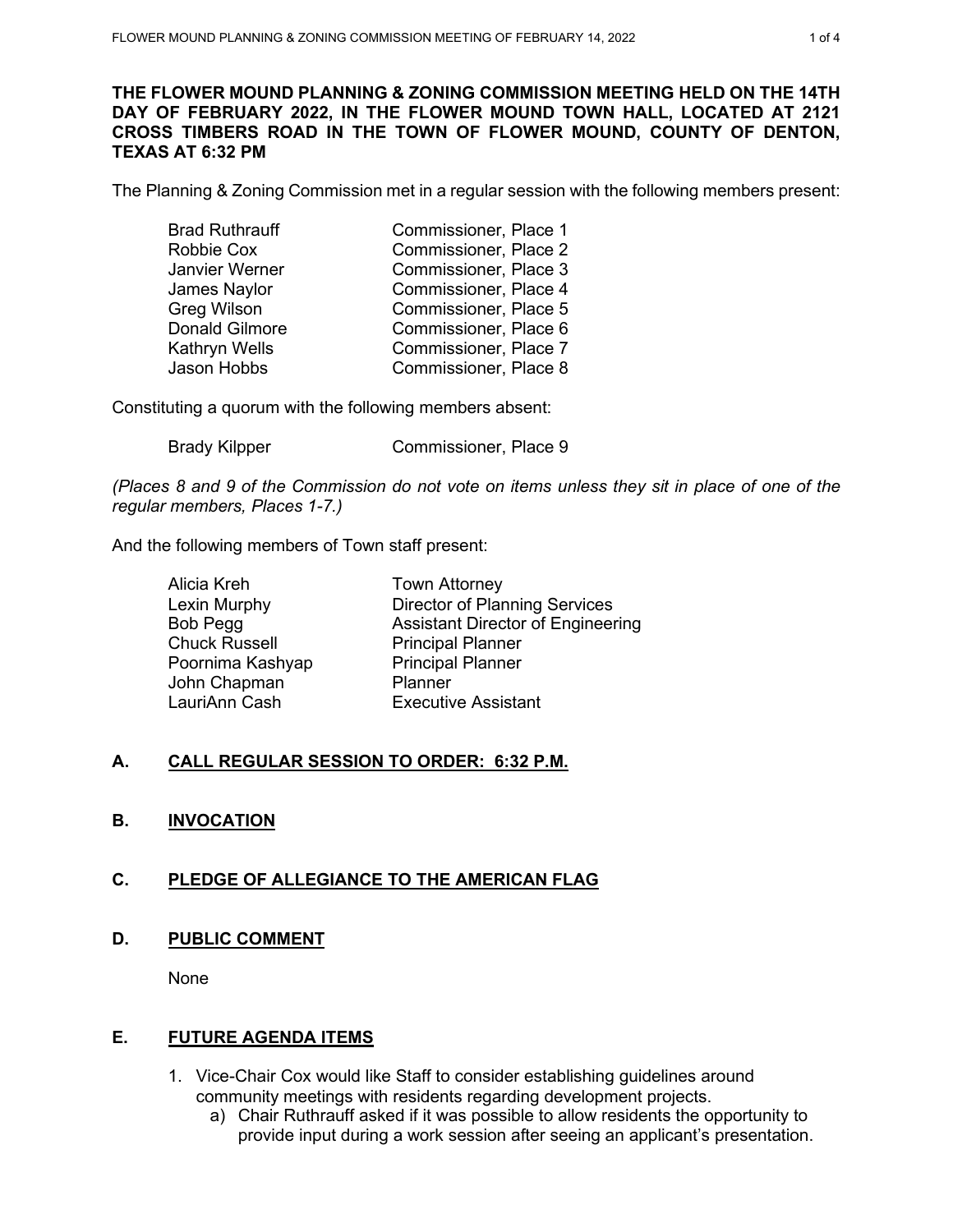**THE FLOWER MOUND PLANNING & ZONING COMMISSION MEETING HELD ON THE 14TH DAY OF FEBRUARY 2022, IN THE FLOWER MOUND TOWN HALL, LOCATED AT 2121 CROSS TIMBERS ROAD IN THE TOWN OF FLOWER MOUND, COUNTY OF DENTON, TEXAS AT 6:32 PM**

The Planning & Zoning Commission met in a regular session with the following members present:

| | |
|---|---|
| Brad Ruthrauff | Commissioner, Place 1 |
| Robbie Cox | Commissioner, Place 2 |
| Janvier Werner | Commissioner, Place 3 |
| James Naylor | Commissioner, Place 4 |
| Greg Wilson | Commissioner, Place 5 |
| Donald Gilmore | Commissioner, Place 6 |
| Kathryn Wells | Commissioner, Place 7 |
| Jason Hobbs | Commissioner, Place 8 |

Constituting a quorum with the following members absent:

| | |
|---|---|
| Brady Kilpper | Commissioner, Place 9 |

*(Places 8 and 9 of the Commission do not vote on items unless they sit in place of one of the regular members, Places 1-7.)*

And the following members of Town staff present:

| | |
|---|---|
| Alicia Kreh | Town Attorney |
| Lexin Murphy | Director of Planning Services |
| Bob Pegg | Assistant Director of Engineering |
| Chuck Russell | Principal Planner |
| Poornima Kashyap | Principal Planner |
| John Chapman | Planner |
| LauriAnn Cash | Executive Assistant |

## A. CALL REGULAR SESSION TO ORDER: 6:32 P.M.

## B. INVOCATION

## C. PLEDGE OF ALLEGIANCE TO THE AMERICAN FLAG

## D. PUBLIC COMMENT

None

## E. FUTURE AGENDA ITEMS

1. Vice-Chair Cox would like Staff to consider establishing guidelines around community meetings with residents regarding development projects.
   a) Chair Ruthrauff asked if it was possible to allow residents the opportunity to provide input during a work session after seeing an applicant's presentation.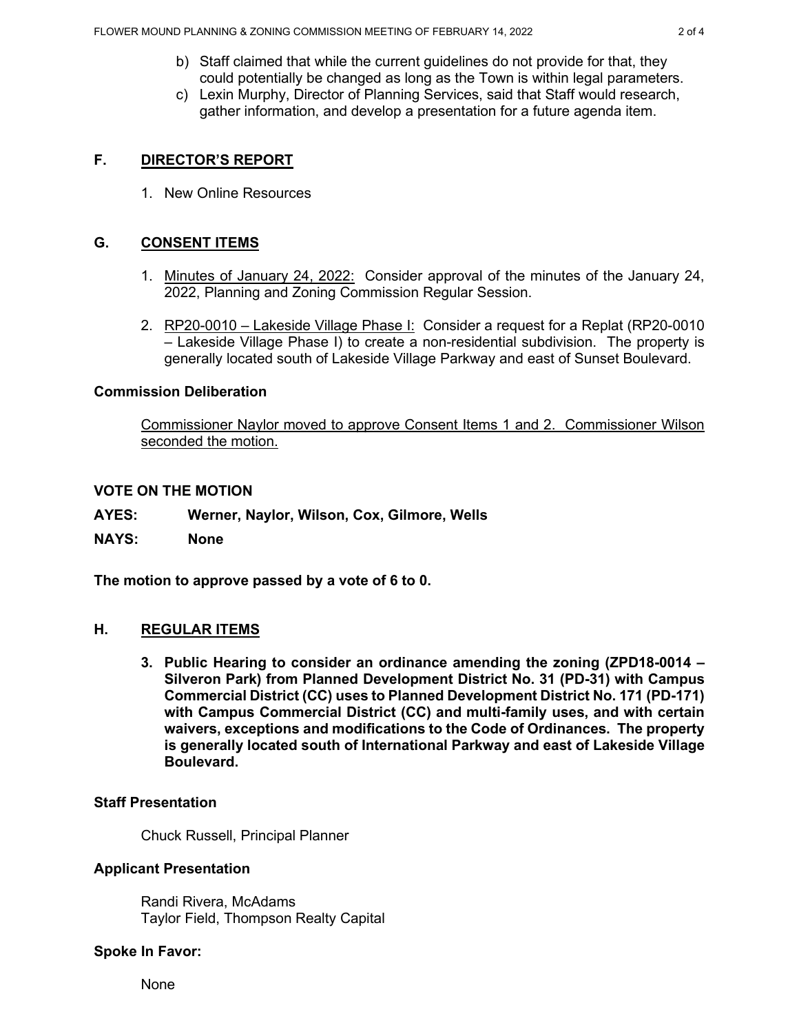b) Staff claimed that while the current guidelines do not provide for that, they could potentially be changed as long as the Town is within legal parameters.
c) Lexin Murphy, Director of Planning Services, said that Staff would research, gather information, and develop a presentation for a future agenda item.

## F. DIRECTOR'S REPORT

1. New Online Resources

## G. CONSENT ITEMS

1. Minutes of January 24, 2022: Consider approval of the minutes of the January 24, 2022, Planning and Zoning Commission Regular Session.

2. RP20-0010 – Lakeside Village Phase I: Consider a request for a Replat (RP20-0010 – Lakeside Village Phase I) to create a non-residential subdivision. The property is generally located south of Lakeside Village Parkway and east of Sunset Boulevard.

**Commission Deliberation**

Commissioner Naylor moved to approve Consent Items 1 and 2. Commissioner Wilson seconded the motion.

**VOTE ON THE MOTION**

**AYES: Werner, Naylor, Wilson, Cox, Gilmore, Wells**

**NAYS: None**

**The motion to approve passed by a vote of 6 to 0.**

## H. REGULAR ITEMS

**3. Public Hearing to consider an ordinance amending the zoning (ZPD18-0014 – Silveron Park) from Planned Development District No. 31 (PD-31) with Campus Commercial District (CC) uses to Planned Development District No. 171 (PD-171) with Campus Commercial District (CC) and multi-family uses, and with certain waivers, exceptions and modifications to the Code of Ordinances. The property is generally located south of International Parkway and east of Lakeside Village Boulevard.**

**Staff Presentation**

Chuck Russell, Principal Planner

**Applicant Presentation**

Randi Rivera, McAdams
Taylor Field, Thompson Realty Capital

**Spoke In Favor:**

None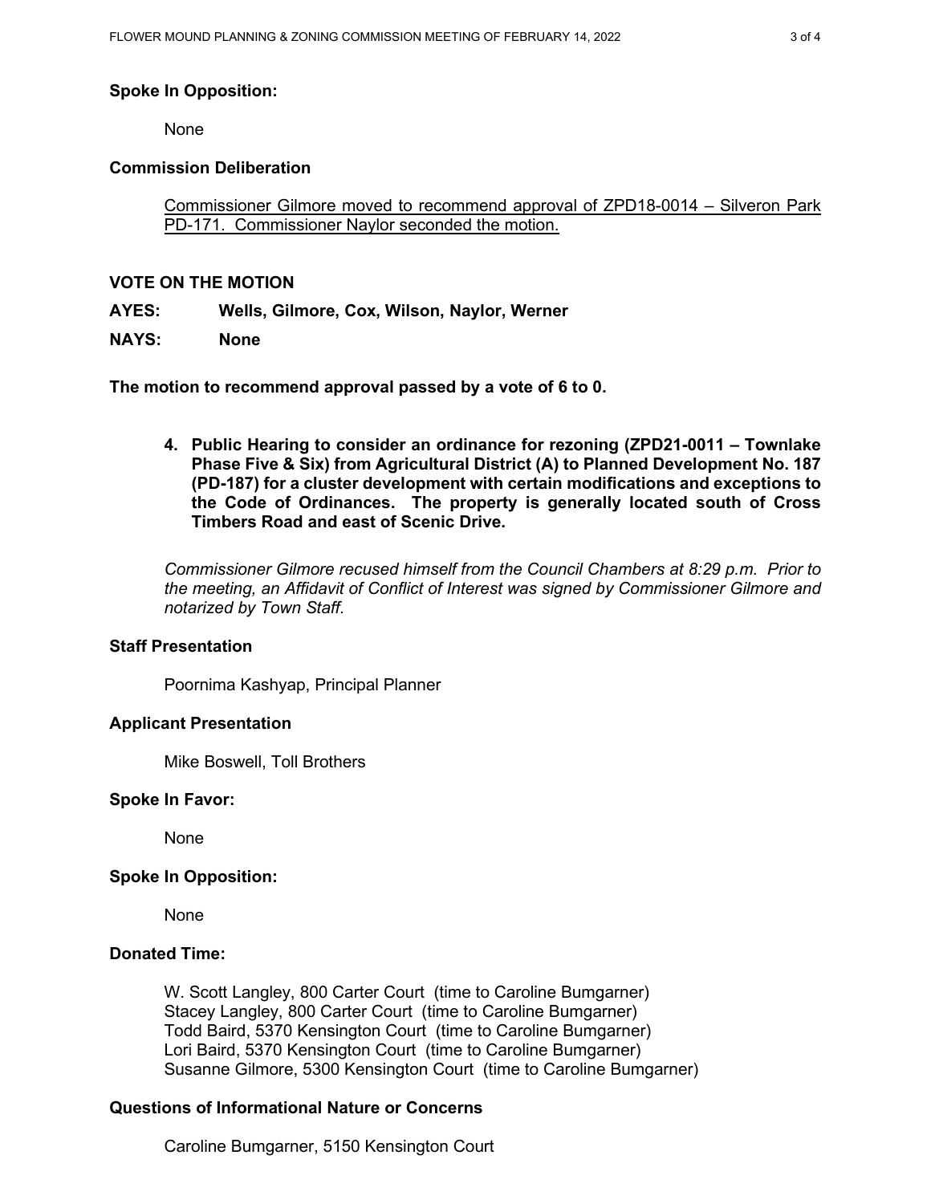**Spoke In Opposition:**

None

**Commission Deliberation**

Commissioner Gilmore moved to recommend approval of ZPD18-0014 – Silveron Park PD-171. Commissioner Naylor seconded the motion.

**VOTE ON THE MOTION**

**AYES:** **Wells, Gilmore, Cox, Wilson, Naylor, Werner**

**NAYS:** **None**

**The motion to recommend approval passed by a vote of 6 to 0.**

4. **Public Hearing to consider an ordinance for rezoning (ZPD21-0011 – Townlake Phase Five & Six) from Agricultural District (A) to Planned Development No. 187 (PD-187) for a cluster development with certain modifications and exceptions to the Code of Ordinances. The property is generally located south of Cross Timbers Road and east of Scenic Drive.**

*Commissioner Gilmore recused himself from the Council Chambers at 8:29 p.m. Prior to the meeting, an Affidavit of Conflict of Interest was signed by Commissioner Gilmore and notarized by Town Staff.*

**Staff Presentation**

Poornima Kashyap, Principal Planner

**Applicant Presentation**

Mike Boswell, Toll Brothers

**Spoke In Favor:**

None

**Spoke In Opposition:**

None

**Donated Time:**

W. Scott Langley, 800 Carter Court (time to Caroline Bumgarner)
Stacey Langley, 800 Carter Court (time to Caroline Bumgarner)
Todd Baird, 5370 Kensington Court (time to Caroline Bumgarner)
Lori Baird, 5370 Kensington Court (time to Caroline Bumgarner)
Susanne Gilmore, 5300 Kensington Court (time to Caroline Bumgarner)

**Questions of Informational Nature or Concerns**

Caroline Bumgarner, 5150 Kensington Court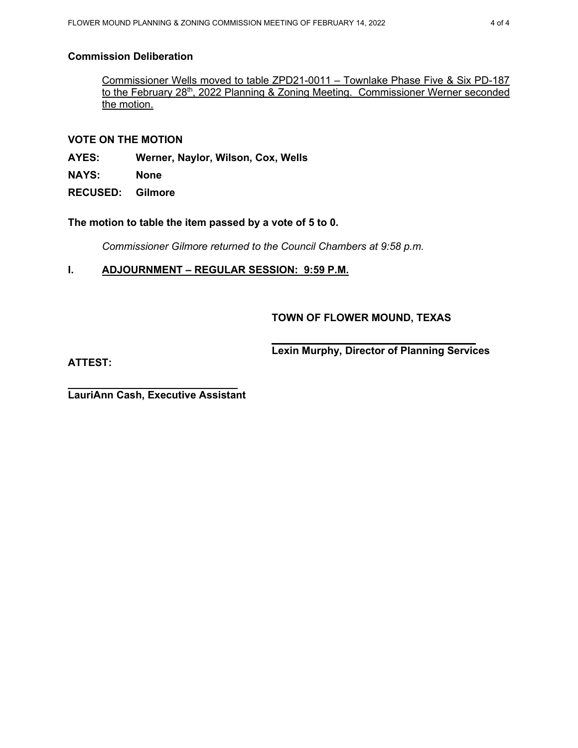**Commission Deliberation**

Commissioner Wells moved to table ZPD21-0011 – Townlake Phase Five & Six PD-187 to the February 28th, 2022 Planning & Zoning Meeting. Commissioner Werner seconded the motion.

**VOTE ON THE MOTION**

**AYES:** **Werner, Naylor, Wilson, Cox, Wells**

**NAYS:** **None**

**RECUSED:** **Gilmore**

**The motion to table the item passed by a vote of 5 to 0.**

*Commissioner Gilmore returned to the Council Chambers at 9:58 p.m.*

**I. ADJOURNMENT – REGULAR SESSION: 9:59 P.M.**

**TOWN OF FLOWER MOUND, TEXAS**

\_\_\_\_\_\_\_\_\_\_\_\_\_\_\_\_\_\_\_\_\_\_\_\_\_\_\_\_\_\_\_\_\_\_\_\_

**Lexin Murphy, Director of Planning Services**

**ATTEST:**

\_\_\_\_\_\_\_\_\_\_\_\_\_\_\_\_\_\_\_\_\_\_\_\_\_\_\_\_\_\_

**LauriAnn Cash, Executive Assistant**